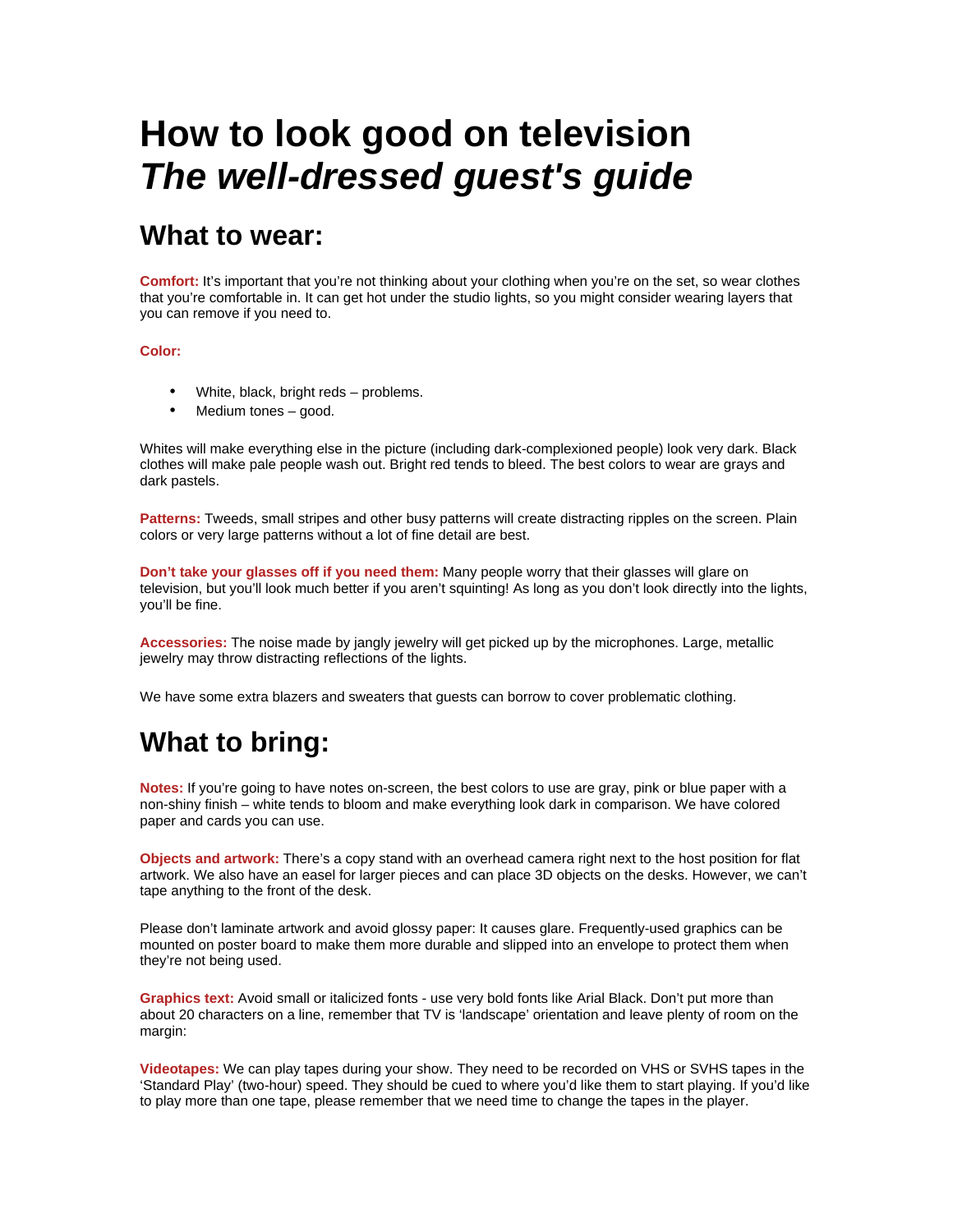# How to look good on television
# *The well-dressed guest's guide*

## What to wear:

**Comfort:** It's important that you're not thinking about your clothing when you're on the set, so wear clothes that you're comfortable in. It can get hot under the studio lights, so you might consider wearing layers that you can remove if you need to.

**Color:**

- White, black, bright reds – problems.
- Medium tones – good.

Whites will make everything else in the picture (including dark-complexioned people) look very dark. Black clothes will make pale people wash out. Bright red tends to bleed. The best colors to wear are grays and dark pastels.

**Patterns:** Tweeds, small stripes and other busy patterns will create distracting ripples on the screen. Plain colors or very large patterns without a lot of fine detail are best.

**Don't take your glasses off if you need them:** Many people worry that their glasses will glare on television, but you'll look much better if you aren't squinting! As long as you don't look directly into the lights, you'll be fine.

**Accessories:** The noise made by jangly jewelry will get picked up by the microphones. Large, metallic jewelry may throw distracting reflections of the lights.

We have some extra blazers and sweaters that guests can borrow to cover problematic clothing.

## What to bring:

**Notes:** If you're going to have notes on-screen, the best colors to use are gray, pink or blue paper with a non-shiny finish – white tends to bloom and make everything look dark in comparison. We have colored paper and cards you can use.

**Objects and artwork:** There's a copy stand with an overhead camera right next to the host position for flat artwork. We also have an easel for larger pieces and can place 3D objects on the desks. However, we can't tape anything to the front of the desk.

Please don't laminate artwork and avoid glossy paper: It causes glare. Frequently-used graphics can be mounted on poster board to make them more durable and slipped into an envelope to protect them when they're not being used.

**Graphics text:** Avoid small or italicized fonts - use very bold fonts like Arial Black. Don't put more than about 20 characters on a line, remember that TV is 'landscape' orientation and leave plenty of room on the margin:

**Videotapes:** We can play tapes during your show. They need to be recorded on VHS or SVHS tapes in the 'Standard Play' (two-hour) speed. They should be cued to where you'd like them to start playing. If you'd like to play more than one tape, please remember that we need time to change the tapes in the player.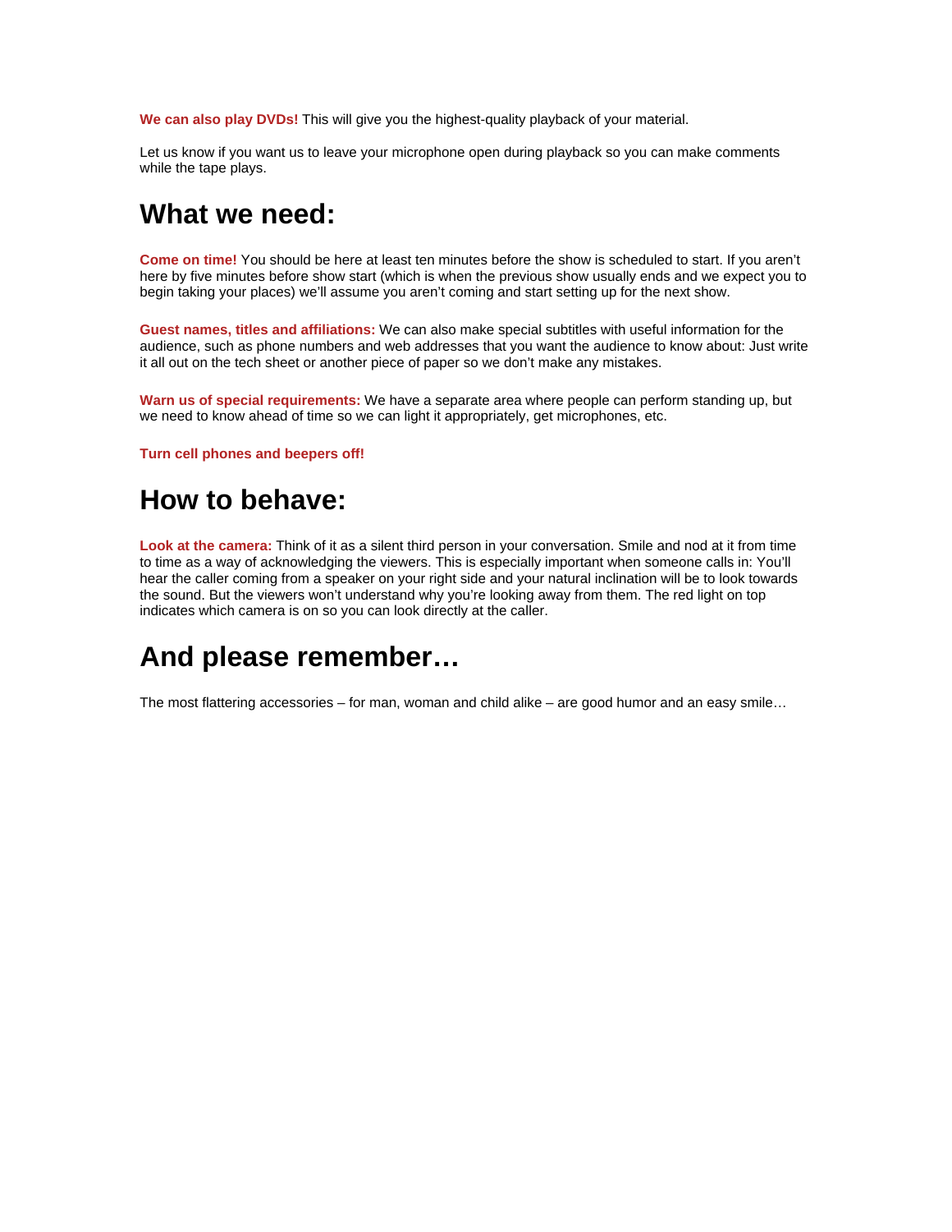**We can also play DVDs!** This will give you the highest-quality playback of your material.

Let us know if you want us to leave your microphone open during playback so you can make comments while the tape plays.

## What we need:

**Come on time!** You should be here at least ten minutes before the show is scheduled to start. If you aren't here by five minutes before show start (which is when the previous show usually ends and we expect you to begin taking your places) we'll assume you aren't coming and start setting up for the next show.

**Guest names, titles and affiliations:** We can also make special subtitles with useful information for the audience, such as phone numbers and web addresses that you want the audience to know about: Just write it all out on the tech sheet or another piece of paper so we don't make any mistakes.

**Warn us of special requirements:** We have a separate area where people can perform standing up, but we need to know ahead of time so we can light it appropriately, get microphones, etc.

**Turn cell phones and beepers off!**

## How to behave:

**Look at the camera:** Think of it as a silent third person in your conversation. Smile and nod at it from time to time as a way of acknowledging the viewers. This is especially important when someone calls in: You'll hear the caller coming from a speaker on your right side and your natural inclination will be to look towards the sound. But the viewers won't understand why you're looking away from them. The red light on top indicates which camera is on so you can look directly at the caller.

## And please remember…

The most flattering accessories – for man, woman and child alike – are good humor and an easy smile…